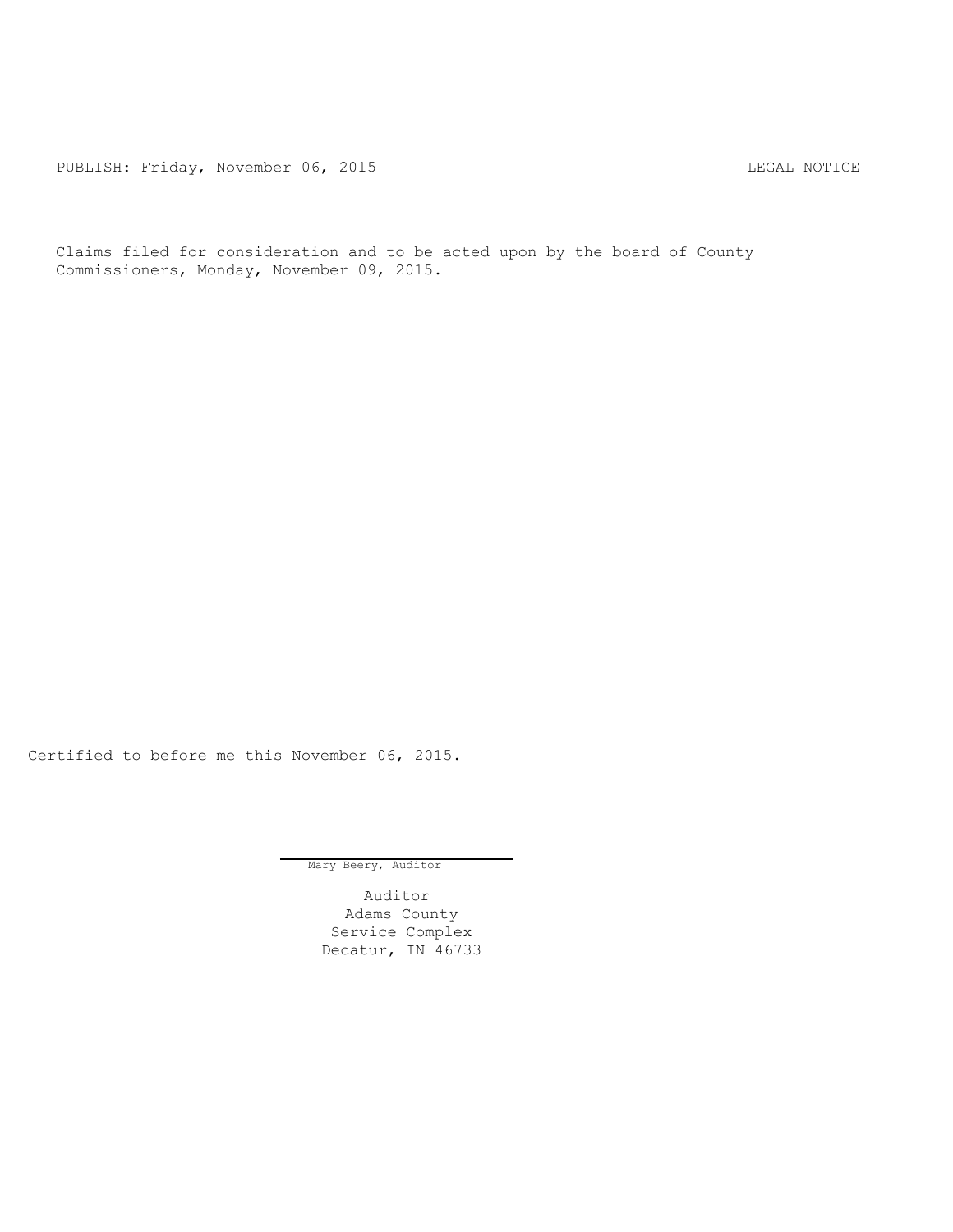PUBLISH: Friday, November 06, 2015 LEGAL NOTICE

Claims filed for consideration and to be acted upon by the board of County Commissioners, Monday, November 09, 2015.

Certified to before me this November 06, 2015.

Mary Beery, Auditor

Auditor
Adams County
Service Complex
Decatur, IN 46733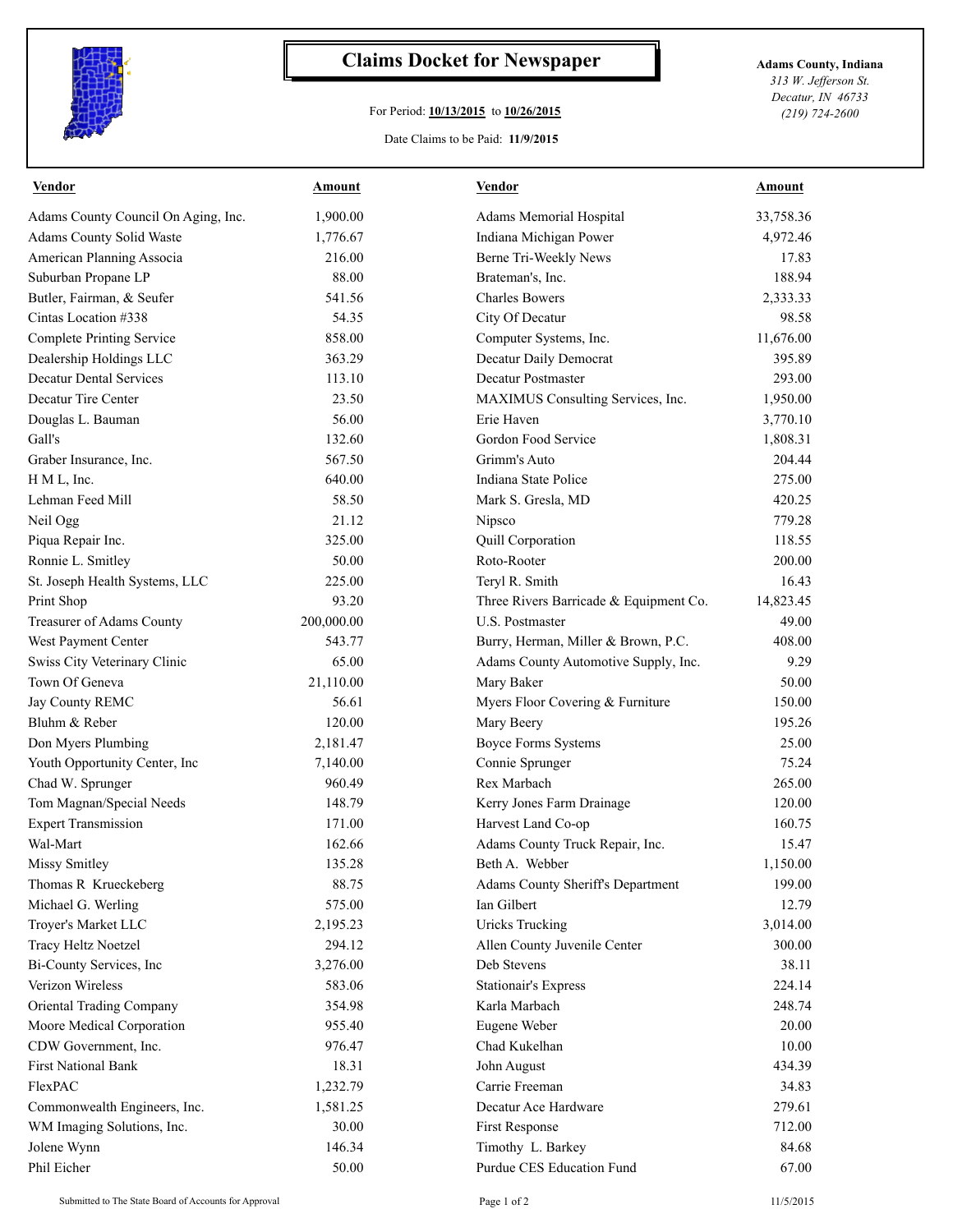# Claims Docket for Newspaper

For Period: **10/13/2015** to **10/26/2015**

Date Claims to be Paid: **11/9/2015**

**Adams County, Indiana**
*313 W. Jefferson St.*
*Decatur, IN 46733*
*(219) 724-2600*

| Vendor | Amount | Vendor | Amount |
|---|---|---|---|
| Adams County Council On Aging, Inc. | 1,900.00 | Adams Memorial Hospital | 33,758.36 |
| Adams County Solid Waste | 1,776.67 | Indiana Michigan Power | 4,972.46 |
| American Planning Associa | 216.00 | Berne Tri-Weekly News | 17.83 |
| Suburban Propane LP | 88.00 | Brateman's, Inc. | 188.94 |
| Butler, Fairman, & Seufer | 541.56 | Charles Bowers | 2,333.33 |
| Cintas Location #338 | 54.35 | City Of Decatur | 98.58 |
| Complete Printing Service | 858.00 | Computer Systems, Inc. | 11,676.00 |
| Dealership Holdings LLC | 363.29 | Decatur Daily Democrat | 395.89 |
| Decatur Dental Services | 113.10 | Decatur Postmaster | 293.00 |
| Decatur Tire Center | 23.50 | MAXIMUS Consulting Services, Inc. | 1,950.00 |
| Douglas L. Bauman | 56.00 | Erie Haven | 3,770.10 |
| Gall's | 132.60 | Gordon Food Service | 1,808.31 |
| Graber Insurance, Inc. | 567.50 | Grimm's Auto | 204.44 |
| H M L, Inc. | 640.00 | Indiana State Police | 275.00 |
| Lehman Feed Mill | 58.50 | Mark S. Gresla, MD | 420.25 |
| Neil Ogg | 21.12 | Nipsco | 779.28 |
| Piqua Repair Inc. | 325.00 | Quill Corporation | 118.55 |
| Ronnie L. Smitley | 50.00 | Roto-Rooter | 200.00 |
| St. Joseph Health Systems, LLC | 225.00 | Teryl R. Smith | 16.43 |
| Print Shop | 93.20 | Three Rivers Barricade & Equipment Co. | 14,823.45 |
| Treasurer of Adams County | 200,000.00 | U.S. Postmaster | 49.00 |
| West Payment Center | 543.77 | Burry, Herman, Miller & Brown, P.C. | 408.00 |
| Swiss City Veterinary Clinic | 65.00 | Adams County Automotive Supply, Inc. | 9.29 |
| Town Of Geneva | 21,110.00 | Mary Baker | 50.00 |
| Jay County REMC | 56.61 | Myers Floor Covering & Furniture | 150.00 |
| Bluhm & Reber | 120.00 | Mary Beery | 195.26 |
| Don Myers Plumbing | 2,181.47 | Boyce Forms Systems | 25.00 |
| Youth Opportunity Center, Inc | 7,140.00 | Connie Sprunger | 75.24 |
| Chad W. Sprunger | 960.49 | Rex Marbach | 265.00 |
| Tom Magnan/Special Needs | 148.79 | Kerry Jones Farm Drainage | 120.00 |
| Expert Transmission | 171.00 | Harvest Land Co-op | 160.75 |
| Wal-Mart | 162.66 | Adams County Truck Repair, Inc. | 15.47 |
| Missy Smitley | 135.28 | Beth A. Webber | 1,150.00 |
| Thomas R Krueckeberg | 88.75 | Adams County Sheriff's Department | 199.00 |
| Michael G. Werling | 575.00 | Ian Gilbert | 12.79 |
| Troyer's Market LLC | 2,195.23 | Uricks Trucking | 3,014.00 |
| Tracy Heltz Noetzel | 294.12 | Allen County Juvenile Center | 300.00 |
| Bi-County Services, Inc | 3,276.00 | Deb Stevens | 38.11 |
| Verizon Wireless | 583.06 | Stationair's Express | 224.14 |
| Oriental Trading Company | 354.98 | Karla Marbach | 248.74 |
| Moore Medical Corporation | 955.40 | Eugene Weber | 20.00 |
| CDW Government, Inc. | 976.47 | Chad Kukelhan | 10.00 |
| First National Bank | 18.31 | John August | 434.39 |
| FlexPAC | 1,232.79 | Carrie Freeman | 34.83 |
| Commonwealth Engineers, Inc. | 1,581.25 | Decatur Ace Hardware | 279.61 |
| WM Imaging Solutions, Inc. | 30.00 | First Response | 712.00 |
| Jolene Wynn | 146.34 | Timothy L. Barkey | 84.68 |
| Phil Eicher | 50.00 | Purdue CES Education Fund | 67.00 |

Submitted to The State Board of Accounts for Approval — 11/5/2015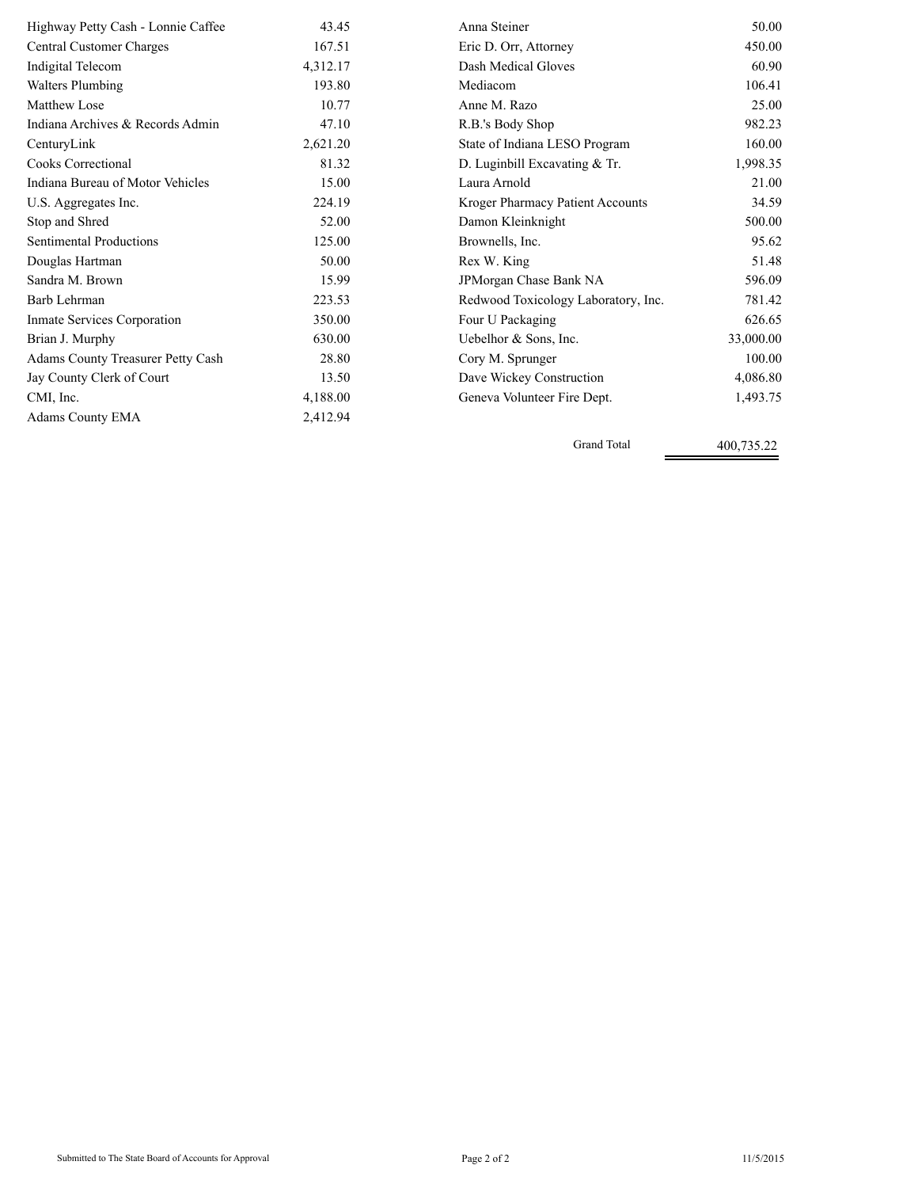| | |
|---|---|
| Highway Petty Cash - Lonnie Caffee | 43.45 |
| Central Customer Charges | 167.51 |
| Indigital Telecom | 4,312.17 |
| Walters Plumbing | 193.80 |
| Matthew Lose | 10.77 |
| Indiana Archives & Records Admin | 47.10 |
| CenturyLink | 2,621.20 |
| Cooks Correctional | 81.32 |
| Indiana Bureau of Motor Vehicles | 15.00 |
| U.S. Aggregates Inc. | 224.19 |
| Stop and Shred | 52.00 |
| Sentimental Productions | 125.00 |
| Douglas Hartman | 50.00 |
| Sandra M. Brown | 15.99 |
| Barb Lehrman | 223.53 |
| Inmate Services Corporation | 350.00 |
| Brian J. Murphy | 630.00 |
| Adams County Treasurer Petty Cash | 28.80 |
| Jay County Clerk of Court | 13.50 |
| CMI, Inc. | 4,188.00 |
| Adams County EMA | 2,412.94 |
| Anna Steiner | 50.00 |
| Eric D. Orr, Attorney | 450.00 |
| Dash Medical Gloves | 60.90 |
| Mediacom | 106.41 |
| Anne M. Razo | 25.00 |
| R.B.'s Body Shop | 982.23 |
| State of Indiana LESO Program | 160.00 |
| D. Luginbill Excavating & Tr. | 1,998.35 |
| Laura Arnold | 21.00 |
| Kroger Pharmacy Patient Accounts | 34.59 |
| Damon Kleinknight | 500.00 |
| Brownells, Inc. | 95.62 |
| Rex W. King | 51.48 |
| JPMorgan Chase Bank NA | 596.09 |
| Redwood Toxicology Laboratory, Inc. | 781.42 |
| Four U Packaging | 626.65 |
| Uebelhor & Sons, Inc. | 33,000.00 |
| Cory M. Sprunger | 100.00 |
| Dave Wickey Construction | 4,086.80 |
| Geneva Volunteer Fire Dept. | 1,493.75 |
| Grand Total | 400,735.22 |

Submitted to The State Board of Accounts for Approval

11/5/2015